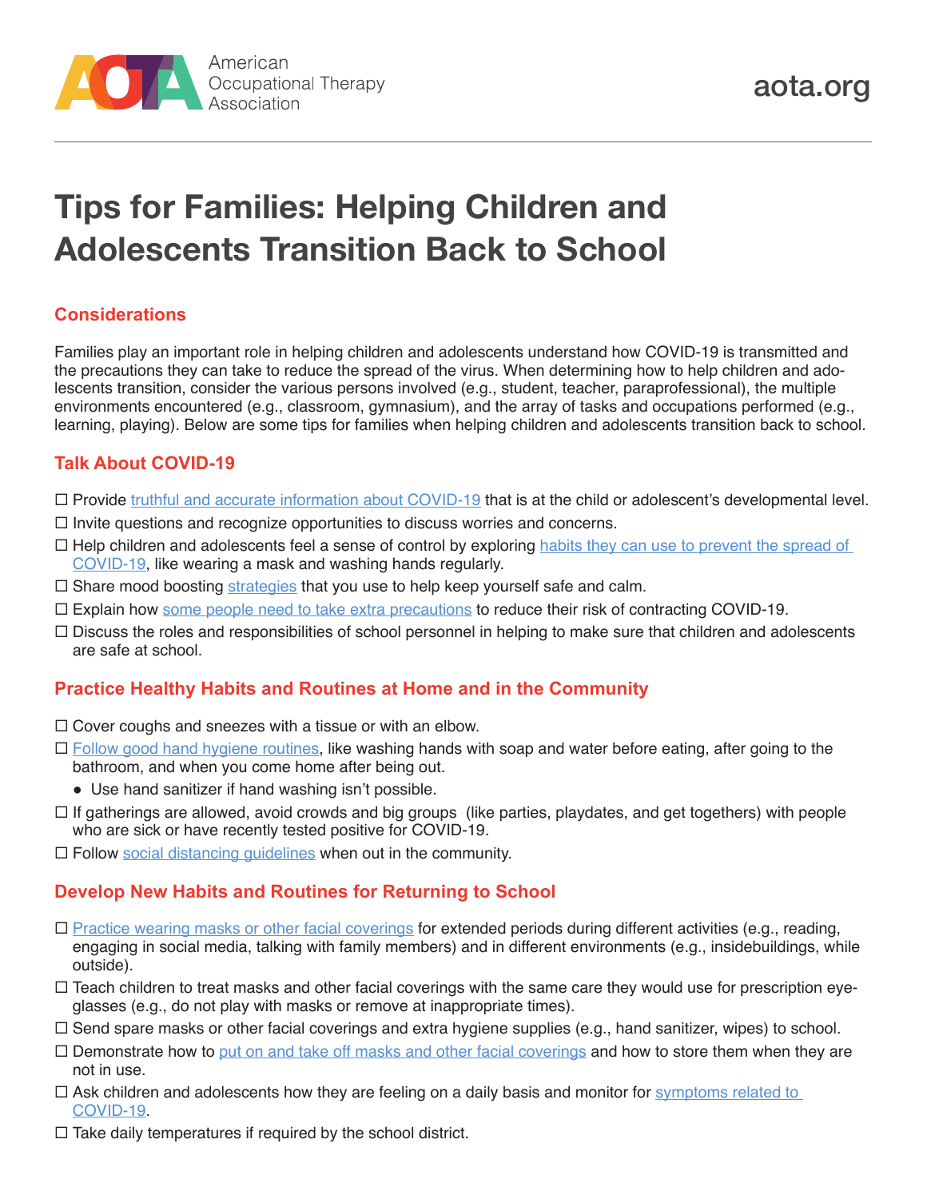American Occupational Therapy Association

aota.org

# Tips for Families: Helping Children and Adolescents Transition Back to School

## Considerations

Families play an important role in helping children and adolescents understand how COVID-19 is transmitted and the precautions they can take to reduce the spread of the virus. When determining how to help children and adolescents transition, consider the various persons involved (e.g., student, teacher, paraprofessional), the multiple environments encountered (e.g., classroom, gymnasium), and the array of tasks and occupations performed (e.g., learning, playing). Below are some tips for families when helping children and adolescents transition back to school.

## Talk About COVID-19

- ☐ Provide truthful and accurate information about COVID-19 that is at the child or adolescent's developmental level.
- ☐ Invite questions and recognize opportunities to discuss worries and concerns.
- ☐ Help children and adolescents feel a sense of control by exploring habits they can use to prevent the spread of COVID-19, like wearing a mask and washing hands regularly.
- ☐ Share mood boosting strategies that you use to help keep yourself safe and calm.
- ☐ Explain how some people need to take extra precautions to reduce their risk of contracting COVID-19.
- ☐ Discuss the roles and responsibilities of school personnel in helping to make sure that children and adolescents are safe at school.

## Practice Healthy Habits and Routines at Home and in the Community

- ☐ Cover coughs and sneezes with a tissue or with an elbow.
- ☐ Follow good hand hygiene routines, like washing hands with soap and water before eating, after going to the bathroom, and when you come home after being out.
  - Use hand sanitizer if hand washing isn't possible.
- ☐ If gatherings are allowed, avoid crowds and big groups (like parties, playdates, and get togethers) with people who are sick or have recently tested positive for COVID-19.
- ☐ Follow social distancing guidelines when out in the community.

## Develop New Habits and Routines for Returning to School

- ☐ Practice wearing masks or other facial coverings for extended periods during different activities (e.g., reading, engaging in social media, talking with family members) and in different environments (e.g., insidebuildings, while outside).
- ☐ Teach children to treat masks and other facial coverings with the same care they would use for prescription eyeglasses (e.g., do not play with masks or remove at inappropriate times).
- ☐ Send spare masks or other facial coverings and extra hygiene supplies (e.g., hand sanitizer, wipes) to school.
- ☐ Demonstrate how to put on and take off masks and other facial coverings and how to store them when they are not in use.
- ☐ Ask children and adolescents how they are feeling on a daily basis and monitor for symptoms related to COVID-19.
- ☐ Take daily temperatures if required by the school district.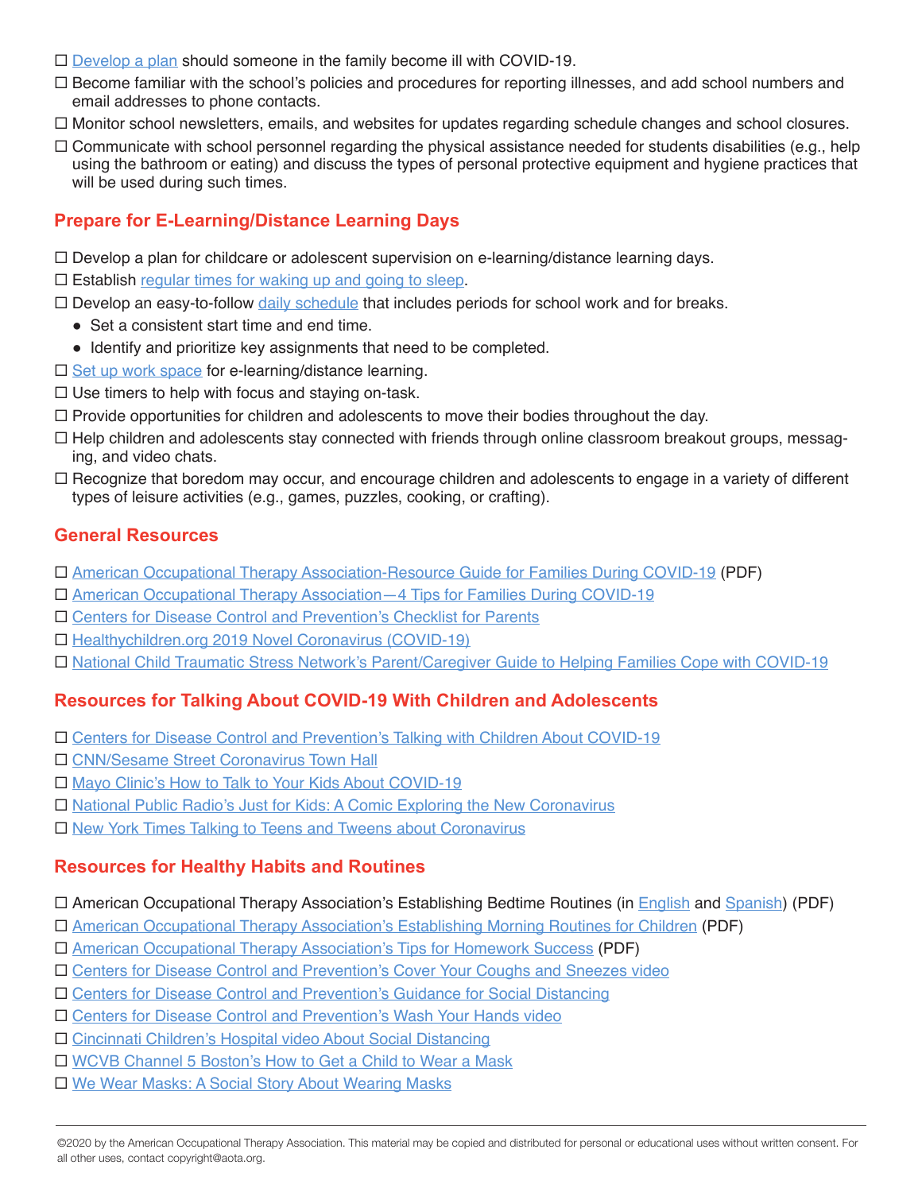- ☐ Develop a plan should someone in the family become ill with COVID-19.
- ☐ Become familiar with the school's policies and procedures for reporting illnesses, and add school numbers and email addresses to phone contacts.
- ☐ Monitor school newsletters, emails, and websites for updates regarding schedule changes and school closures.
- ☐ Communicate with school personnel regarding the physical assistance needed for students disabilities (e.g., help using the bathroom or eating) and discuss the types of personal protective equipment and hygiene practices that will be used during such times.

## Prepare for E-Learning/Distance Learning Days

- ☐ Develop a plan for childcare or adolescent supervision on e-learning/distance learning days.
- ☐ Establish regular times for waking up and going to sleep.
- ☐ Develop an easy-to-follow daily schedule that includes periods for school work and for breaks.
  - Set a consistent start time and end time.
  - Identify and prioritize key assignments that need to be completed.
- ☐ Set up work space for e-learning/distance learning.
- ☐ Use timers to help with focus and staying on-task.
- ☐ Provide opportunities for children and adolescents to move their bodies throughout the day.
- ☐ Help children and adolescents stay connected with friends through online classroom breakout groups, messaging, and video chats.
- ☐ Recognize that boredom may occur, and encourage children and adolescents to engage in a variety of different types of leisure activities (e.g., games, puzzles, cooking, or crafting).

## General Resources

- ☐ American Occupational Therapy Association-Resource Guide for Families During COVID-19 (PDF)
- ☐ American Occupational Therapy Association—4 Tips for Families During COVID-19
- ☐ Centers for Disease Control and Prevention's Checklist for Parents
- ☐ Healthychildren.org 2019 Novel Coronavirus (COVID-19)
- ☐ National Child Traumatic Stress Network's Parent/Caregiver Guide to Helping Families Cope with COVID-19

## Resources for Talking About COVID-19 With Children and Adolescents

- ☐ Centers for Disease Control and Prevention's Talking with Children About COVID-19
- ☐ CNN/Sesame Street Coronavirus Town Hall
- ☐ Mayo Clinic's How to Talk to Your Kids About COVID-19
- ☐ National Public Radio's Just for Kids: A Comic Exploring the New Coronavirus
- ☐ New York Times Talking to Teens and Tweens about Coronavirus

## Resources for Healthy Habits and Routines

- ☐ American Occupational Therapy Association's Establishing Bedtime Routines (in English and Spanish) (PDF)
- ☐ American Occupational Therapy Association's Establishing Morning Routines for Children (PDF)
- ☐ American Occupational Therapy Association's Tips for Homework Success (PDF)
- ☐ Centers for Disease Control and Prevention's Cover Your Coughs and Sneezes video
- ☐ Centers for Disease Control and Prevention's Guidance for Social Distancing
- ☐ Centers for Disease Control and Prevention's Wash Your Hands video
- ☐ Cincinnati Children's Hospital video About Social Distancing
- ☐ WCVB Channel 5 Boston's How to Get a Child to Wear a Mask
- ☐ We Wear Masks: A Social Story About Wearing Masks

©2020 by the American Occupational Therapy Association. This material may be copied and distributed for personal or educational uses without written consent. For all other uses, contact copyright@aota.org.